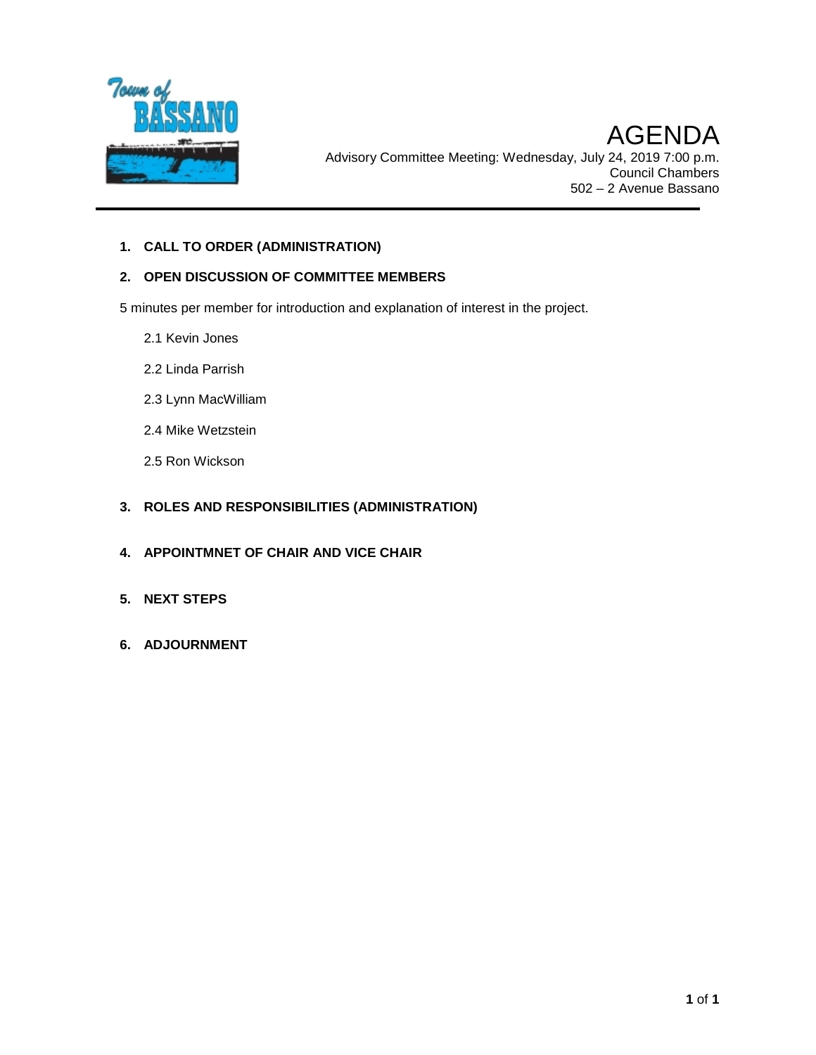Town of BASSANO

# AGENDA

Advisory Committee Meeting: Wednesday, July 24, 2019 7:00 p.m.
Council Chambers
502 – 2 Avenue Bassano

---

**1. CALL TO ORDER (ADMINISTRATION)**

**2. OPEN DISCUSSION OF COMMITTEE MEMBERS**

5 minutes per member for introduction and explanation of interest in the project.

2.1 Kevin Jones

2.2 Linda Parrish

2.3 Lynn MacWilliam

2.4 Mike Wetzstein

2.5 Ron Wickson

**3. ROLES AND RESPONSIBILITIES (ADMINISTRATION)**

**4. APPOINTMNET OF CHAIR AND VICE CHAIR**

**5. NEXT STEPS**

**6. ADJOURNMENT**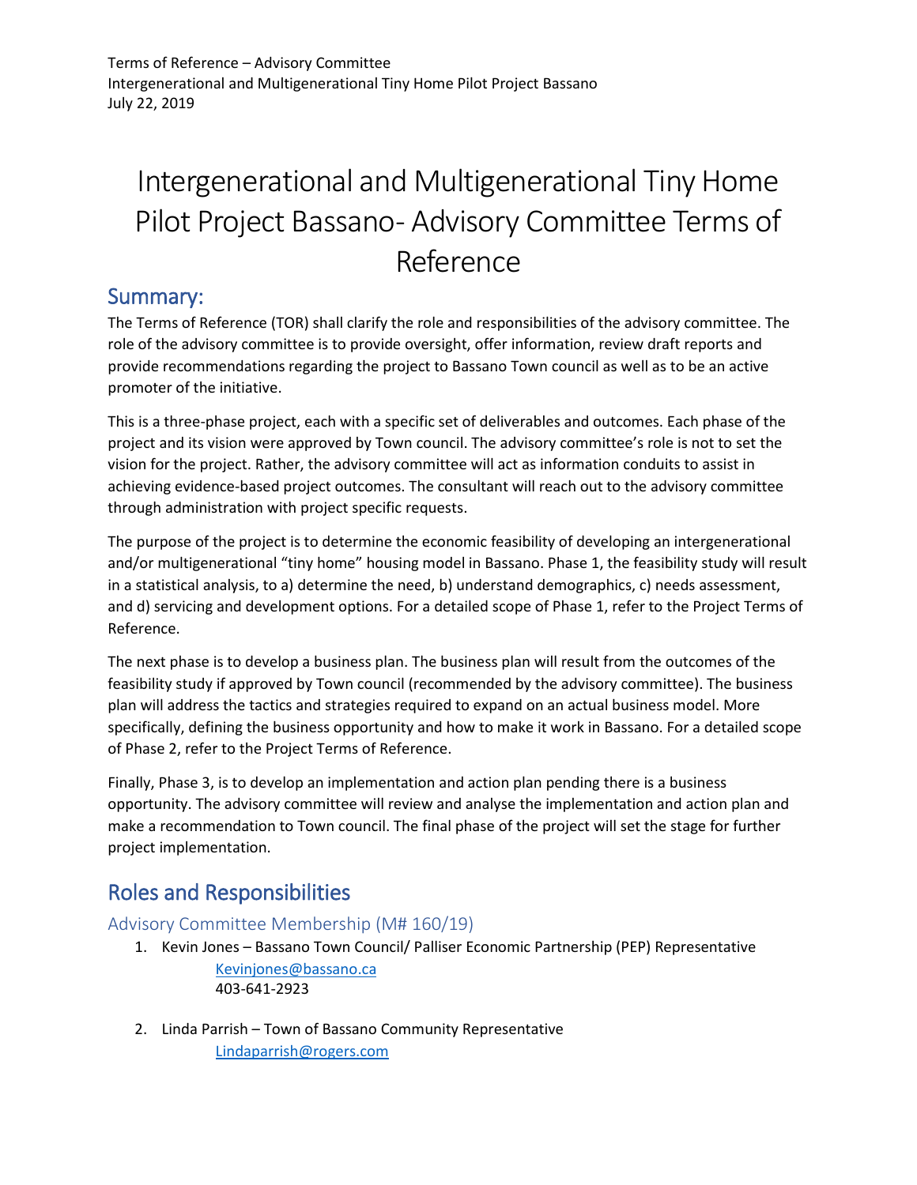# Intergenerational and Multigenerational Tiny Home Pilot Project Bassano- Advisory Committee Terms of Reference

## Summary:

The Terms of Reference (TOR) shall clarify the role and responsibilities of the advisory committee. The role of the advisory committee is to provide oversight, offer information, review draft reports and provide recommendations regarding the project to Bassano Town council as well as to be an active promoter of the initiative.

This is a three-phase project, each with a specific set of deliverables and outcomes. Each phase of the project and its vision were approved by Town council. The advisory committee's role is not to set the vision for the project. Rather, the advisory committee will act as information conduits to assist in achieving evidence-based project outcomes. The consultant will reach out to the advisory committee through administration with project specific requests.

The purpose of the project is to determine the economic feasibility of developing an intergenerational and/or multigenerational "tiny home" housing model in Bassano. Phase 1, the feasibility study will result in a statistical analysis, to a) determine the need, b) understand demographics, c) needs assessment, and d) servicing and development options. For a detailed scope of Phase 1, refer to the Project Terms of Reference.

The next phase is to develop a business plan. The business plan will result from the outcomes of the feasibility study if approved by Town council (recommended by the advisory committee). The business plan will address the tactics and strategies required to expand on an actual business model. More specifically, defining the business opportunity and how to make it work in Bassano. For a detailed scope of Phase 2, refer to the Project Terms of Reference.

Finally, Phase 3, is to develop an implementation and action plan pending there is a business opportunity. The advisory committee will review and analyse the implementation and action plan and make a recommendation to Town council. The final phase of the project will set the stage for further project implementation.

## Roles and Responsibilities

### Advisory Committee Membership (M# 160/19)

1. Kevin Jones – Bassano Town Council/ Palliser Economic Partnership (PEP) Representative
   Kevinjones@bassano.ca
   403-641-2923

2. Linda Parrish – Town of Bassano Community Representative
   Lindaparrish@rogers.com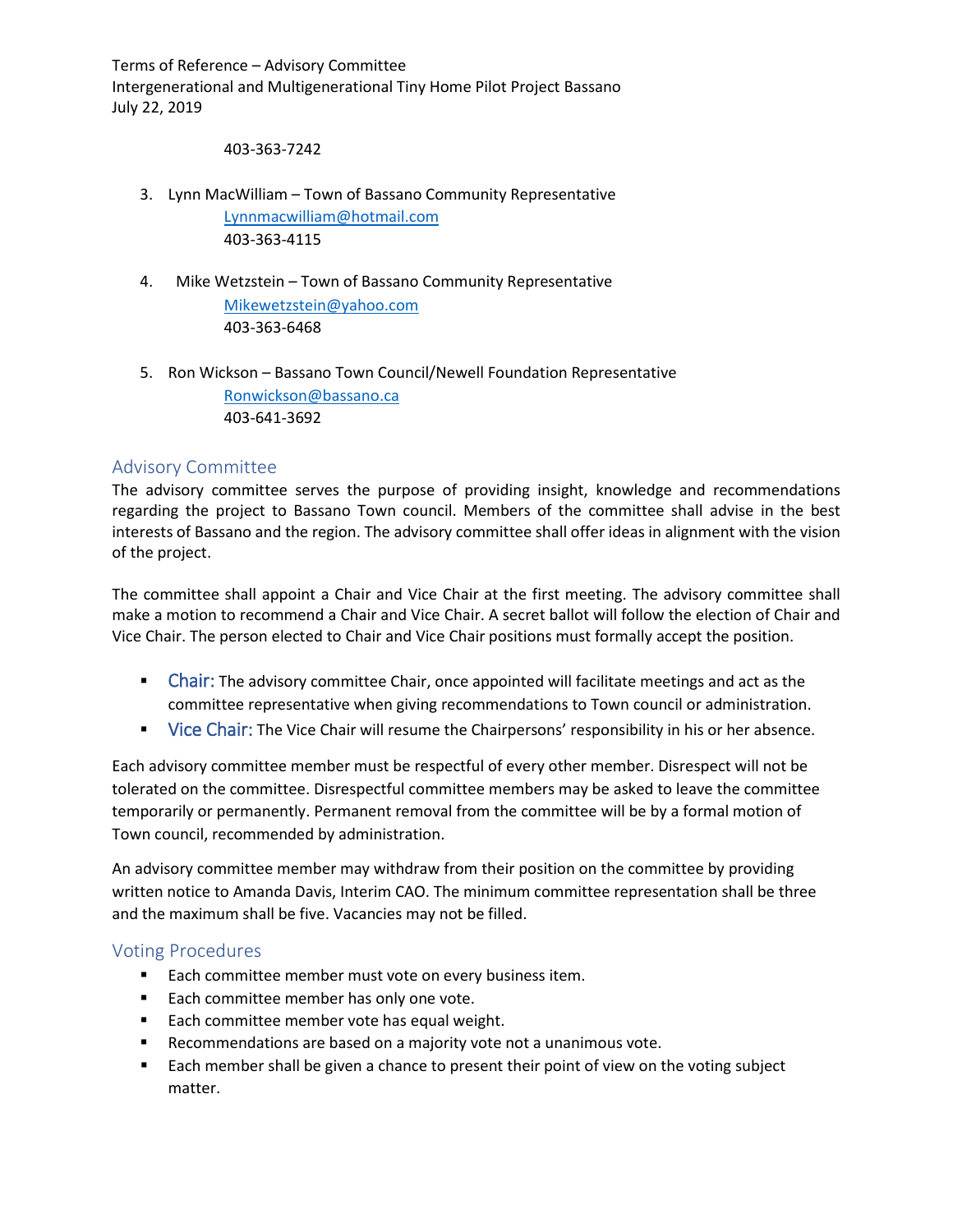403-363-7242

3. Lynn MacWilliam – Town of Bassano Community Representative
   Lynnmacwilliam@hotmail.com
   403-363-4115

4. Mike Wetzstein – Town of Bassano Community Representative
   Mikewetzstein@yahoo.com
   403-363-6468

5. Ron Wickson – Bassano Town Council/Newell Foundation Representative
   Ronwickson@bassano.ca
   403-641-3692

## Advisory Committee

The advisory committee serves the purpose of providing insight, knowledge and recommendations regarding the project to Bassano Town council. Members of the committee shall advise in the best interests of Bassano and the region. The advisory committee shall offer ideas in alignment with the vision of the project.

The committee shall appoint a Chair and Vice Chair at the first meeting. The advisory committee shall make a motion to recommend a Chair and Vice Chair. A secret ballot will follow the election of Chair and Vice Chair. The person elected to Chair and Vice Chair positions must formally accept the position.

- **Chair:** The advisory committee Chair, once appointed will facilitate meetings and act as the committee representative when giving recommendations to Town council or administration.
- **Vice Chair:** The Vice Chair will resume the Chairpersons' responsibility in his or her absence.

Each advisory committee member must be respectful of every other member. Disrespect will not be tolerated on the committee. Disrespectful committee members may be asked to leave the committee temporarily or permanently. Permanent removal from the committee will be by a formal motion of Town council, recommended by administration.

An advisory committee member may withdraw from their position on the committee by providing written notice to Amanda Davis, Interim CAO. The minimum committee representation shall be three and the maximum shall be five. Vacancies may not be filled.

## Voting Procedures

- Each committee member must vote on every business item.
- Each committee member has only one vote.
- Each committee member vote has equal weight.
- Recommendations are based on a majority vote not a unanimous vote.
- Each member shall be given a chance to present their point of view on the voting subject matter.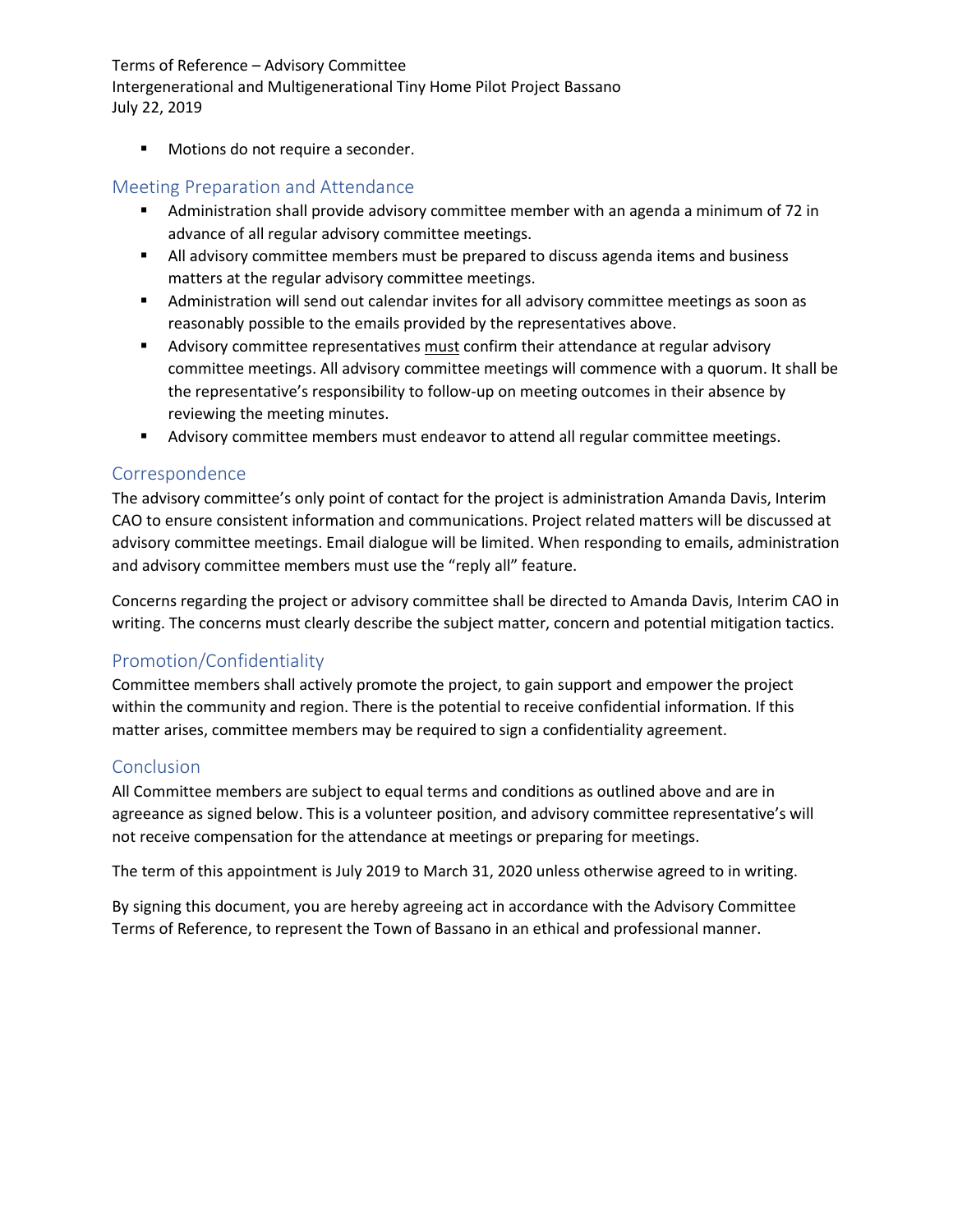- Motions do not require a seconder.

## Meeting Preparation and Attendance

- Administration shall provide advisory committee member with an agenda a minimum of 72 in advance of all regular advisory committee meetings.
- All advisory committee members must be prepared to discuss agenda items and business matters at the regular advisory committee meetings.
- Administration will send out calendar invites for all advisory committee meetings as soon as reasonably possible to the emails provided by the representatives above.
- Advisory committee representatives <u>must</u> confirm their attendance at regular advisory committee meetings. All advisory committee meetings will commence with a quorum. It shall be the representative's responsibility to follow-up on meeting outcomes in their absence by reviewing the meeting minutes.
- Advisory committee members must endeavor to attend all regular committee meetings.

## Correspondence

The advisory committee's only point of contact for the project is administration Amanda Davis, Interim CAO to ensure consistent information and communications. Project related matters will be discussed at advisory committee meetings. Email dialogue will be limited. When responding to emails, administration and advisory committee members must use the "reply all" feature.

Concerns regarding the project or advisory committee shall be directed to Amanda Davis, Interim CAO in writing. The concerns must clearly describe the subject matter, concern and potential mitigation tactics.

## Promotion/Confidentiality

Committee members shall actively promote the project, to gain support and empower the project within the community and region. There is the potential to receive confidential information. If this matter arises, committee members may be required to sign a confidentiality agreement.

## Conclusion

All Committee members are subject to equal terms and conditions as outlined above and are in agreeance as signed below. This is a volunteer position, and advisory committee representative's will not receive compensation for the attendance at meetings or preparing for meetings.

The term of this appointment is July 2019 to March 31, 2020 unless otherwise agreed to in writing.

By signing this document, you are hereby agreeing act in accordance with the Advisory Committee Terms of Reference, to represent the Town of Bassano in an ethical and professional manner.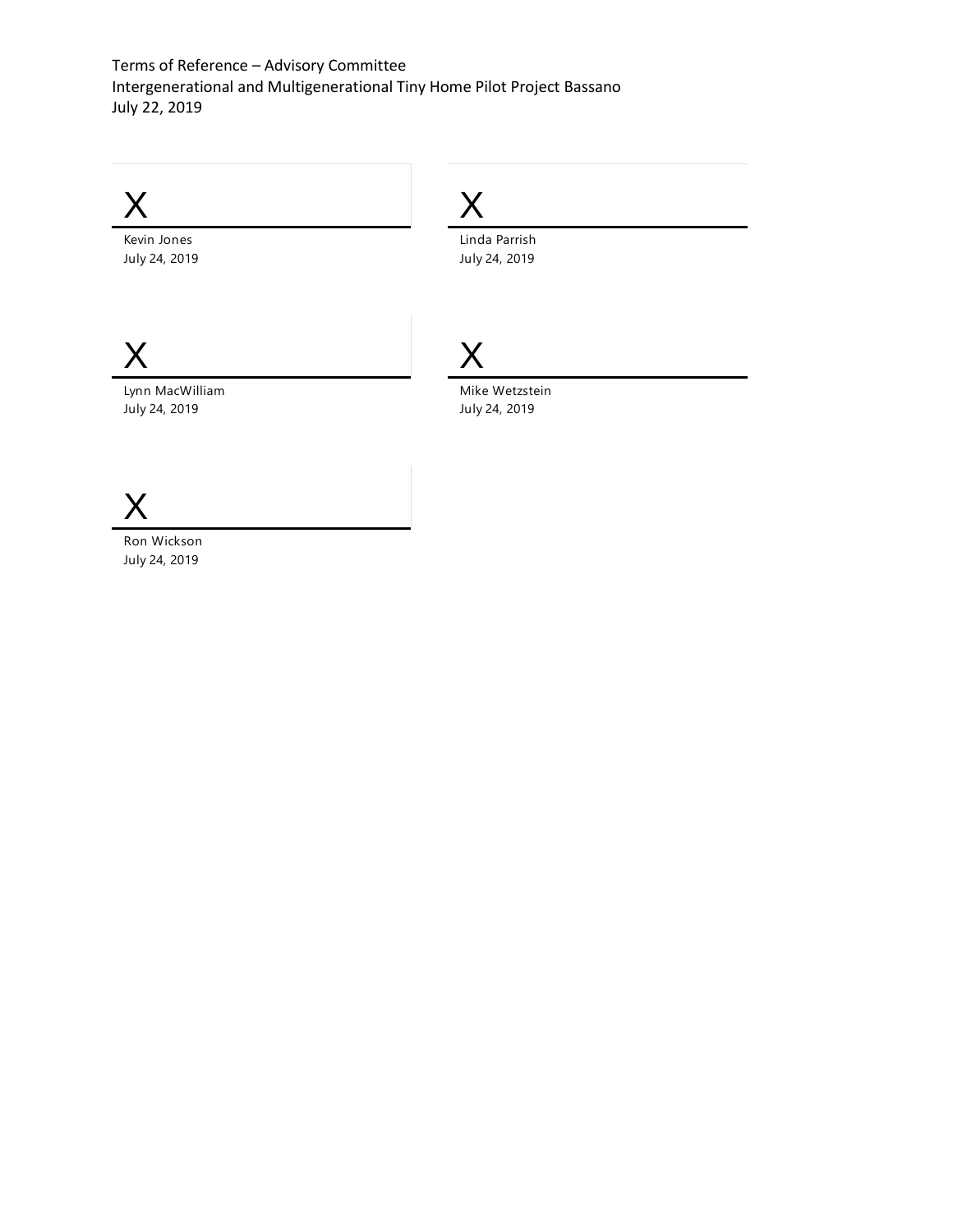X

Kevin Jones
July 24, 2019

X

Linda Parrish
July 24, 2019

X

Lynn MacWilliam
July 24, 2019

X

Mike Wetzstein
July 24, 2019

X

Ron Wickson
July 24, 2019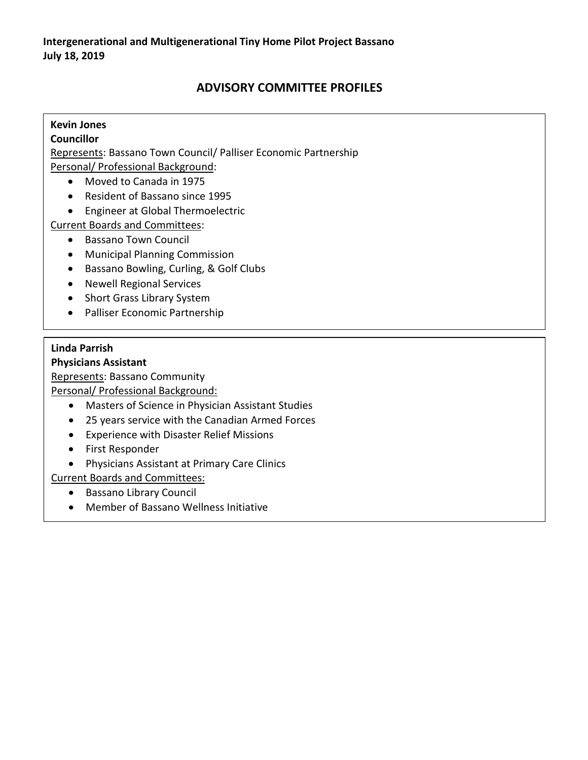**Intergenerational and Multigenerational Tiny Home Pilot Project Bassano**
**July 18, 2019**

## ADVISORY COMMITTEE PROFILES

**Kevin Jones**
**Councillor**

Represents: Bassano Town Council/ Palliser Economic Partnership

Personal/ Professional Background:

- Moved to Canada in 1975
- Resident of Bassano since 1995
- Engineer at Global Thermoelectric

Current Boards and Committees:

- Bassano Town Council
- Municipal Planning Commission
- Bassano Bowling, Curling, & Golf Clubs
- Newell Regional Services
- Short Grass Library System
- Palliser Economic Partnership

**Linda Parrish**
**Physicians Assistant**

Represents: Bassano Community

Personal/ Professional Background:

- Masters of Science in Physician Assistant Studies
- 25 years service with the Canadian Armed Forces
- Experience with Disaster Relief Missions
- First Responder
- Physicians Assistant at Primary Care Clinics

Current Boards and Committees:

- Bassano Library Council
- Member of Bassano Wellness Initiative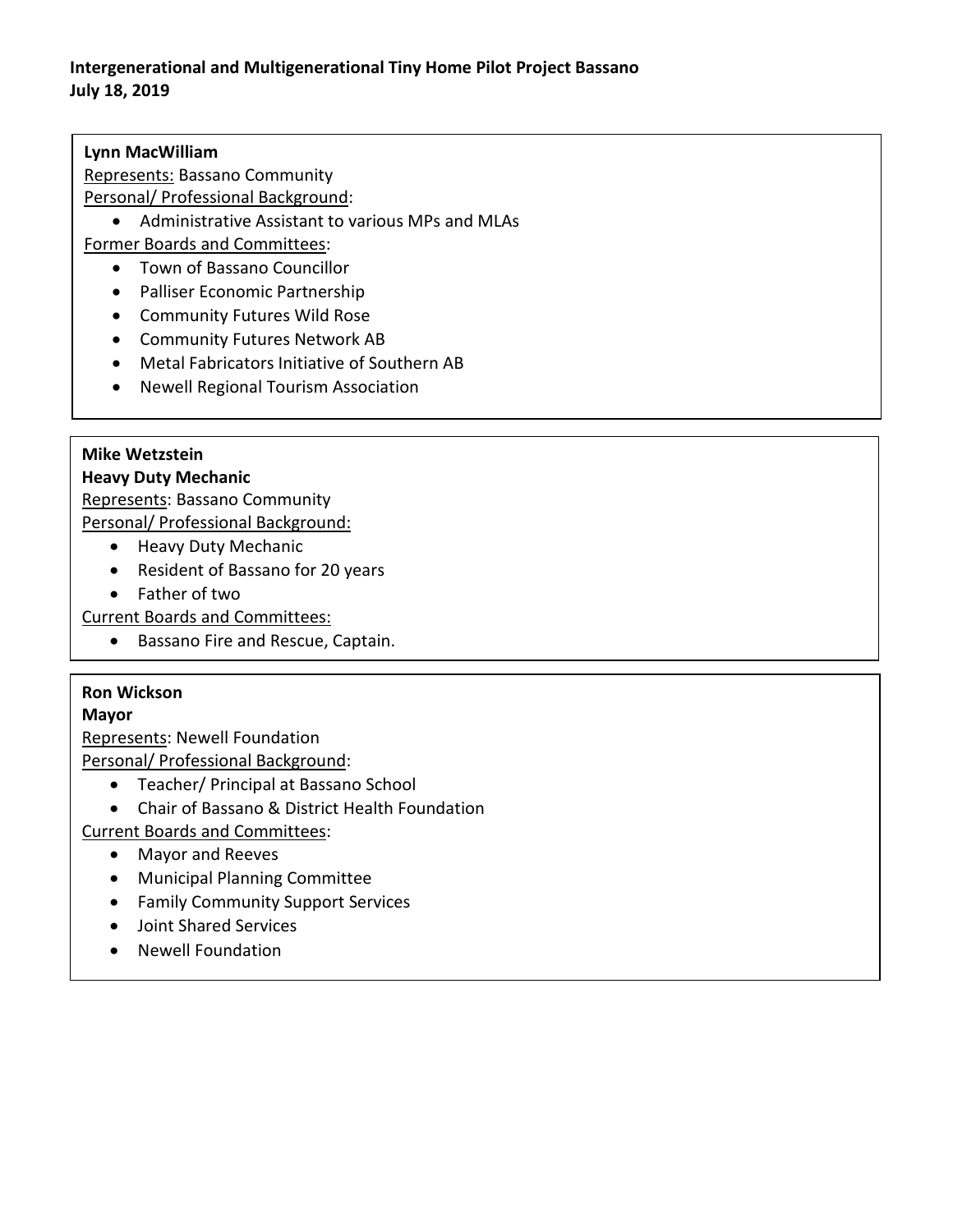**Intergenerational and Multigenerational Tiny Home Pilot Project Bassano**
**July 18, 2019**

**Lynn MacWilliam**

Represents: Bassano Community

Personal/ Professional Background:

- Administrative Assistant to various MPs and MLAs

Former Boards and Committees:

- Town of Bassano Councillor
- Palliser Economic Partnership
- Community Futures Wild Rose
- Community Futures Network AB
- Metal Fabricators Initiative of Southern AB
- Newell Regional Tourism Association

**Mike Wetzstein**
**Heavy Duty Mechanic**

Represents: Bassano Community

Personal/ Professional Background:

- Heavy Duty Mechanic
- Resident of Bassano for 20 years
- Father of two

Current Boards and Committees:

- Bassano Fire and Rescue, Captain.

**Ron Wickson**
**Mayor**

Represents: Newell Foundation

Personal/ Professional Background:

- Teacher/ Principal at Bassano School
- Chair of Bassano & District Health Foundation

Current Boards and Committees:

- Mayor and Reeves
- Municipal Planning Committee
- Family Community Support Services
- Joint Shared Services
- Newell Foundation